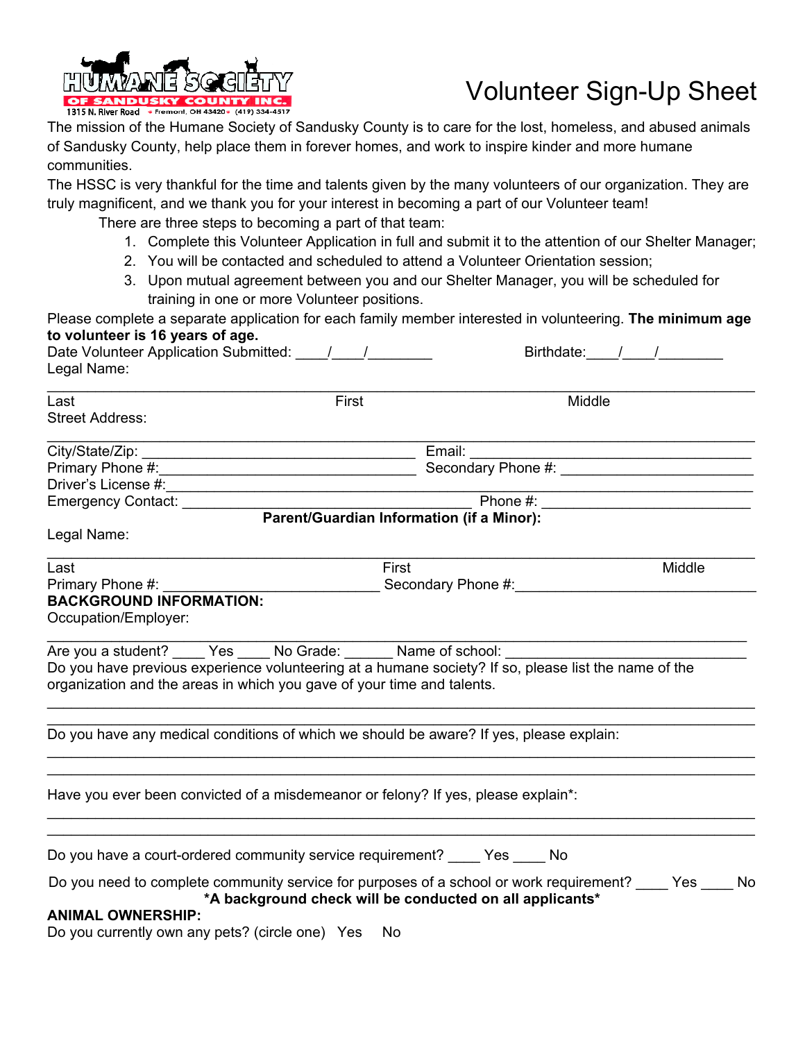HUMANE SOCIETY OF SANDUSKY COUNTY INC.
1315 N. River Road • Fremont, OH 43420 • (419) 334-4517

# Volunteer Sign-Up Sheet

The mission of the Humane Society of Sandusky County is to care for the lost, homeless, and abused animals of Sandusky County, help place them in forever homes, and work to inspire kinder and more humane communities.

The HSSC is very thankful for the time and talents given by the many volunteers of our organization. They are truly magnificent, and we thank you for your interest in becoming a part of our Volunteer team!

There are three steps to becoming a part of that team:

1. Complete this Volunteer Application in full and submit it to the attention of our Shelter Manager;
2. You will be contacted and scheduled to attend a Volunteer Orientation session;
3. Upon mutual agreement between you and our Shelter Manager, you will be scheduled for training in one or more Volunteer positions.

Please complete a separate application for each family member interested in volunteering. **The minimum age to volunteer is 16 years of age.**

Date Volunteer Application Submitted: ____/____/________ Birthdate:____/____/________

Legal Name:

______________________________________________________________________________

Last First Middle

Street Address:

______________________________________________________________________________

City/State/Zip: ________________________________ Email: ________________________________

Primary Phone #:________________________________ Secondary Phone #: ______________________

Driver's License #:______________________________________________________________________

Emergency Contact: ________________________________ Phone #: ___________________________

**Parent/Guardian Information (if a Minor):**

Legal Name:

______________________________________________________________________________

Last First Middle

Primary Phone #: ___________________________ Secondary Phone #:_____________________________

**BACKGROUND INFORMATION:**

Occupation/Employer:

______________________________________________________________________________

Are you a student? ____ Yes ____ No Grade: ______ Name of school: ____________________________

Do you have previous experience volunteering at a humane society? If so, please list the name of the organization and the areas in which you gave of your time and talents.

______________________________________________________________________________

______________________________________________________________________________

Do you have any medical conditions of which we should be aware? If yes, please explain:

______________________________________________________________________________

______________________________________________________________________________

Have you ever been convicted of a misdemeanor or felony? If yes, please explain*:

______________________________________________________________________________

______________________________________________________________________________

Do you have a court-ordered community service requirement? ____ Yes ____ No

Do you need to complete community service for purposes of a school or work requirement? ____ Yes ____ No

**\*A background check will be conducted on all applicants\***

**ANIMAL OWNERSHIP:**

Do you currently own any pets? (circle one) Yes No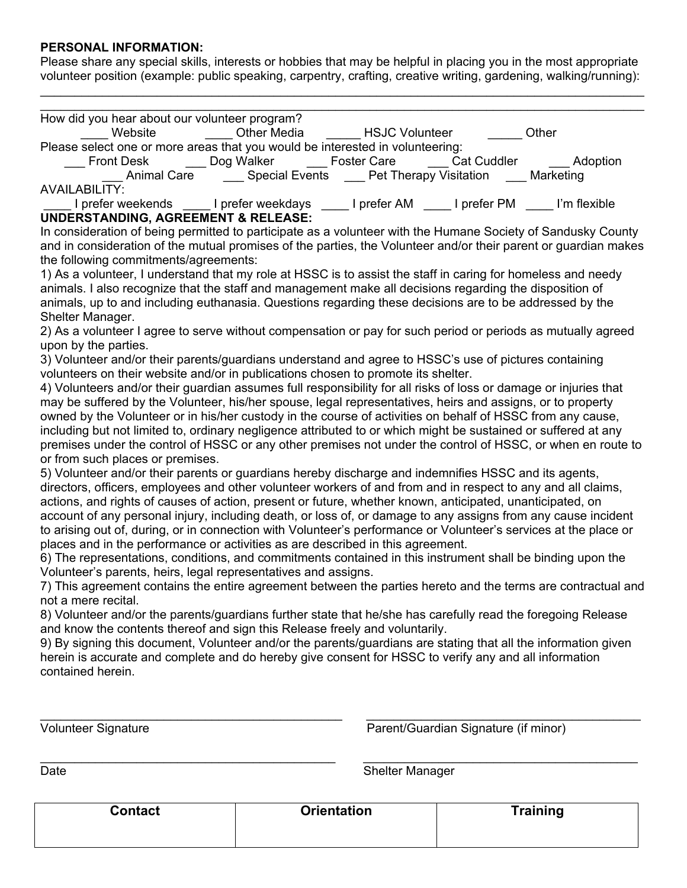**PERSONAL INFORMATION:**
Please share any special skills, interests or hobbies that may be helpful in placing you in the most appropriate volunteer position (example: public speaking, carpentry, crafting, creative writing, gardening, walking/running):
_______________________________________________________________________________________
_______________________________________________________________________________________

How did you hear about our volunteer program?
____ Website ____ Other Media _____ HSJC Volunteer _____ Other

Please select one or more areas that you would be interested in volunteering:
___ Front Desk ___ Dog Walker ___ Foster Care ___ Cat Cuddler ___ Adoption
___ Animal Care ___ Special Events ___ Pet Therapy Visitation ___ Marketing

AVAILABILITY:
____ I prefer weekends ____ I prefer weekdays ____ I prefer AM ____ I prefer PM ____ I'm flexible

**UNDERSTANDING, AGREEMENT & RELEASE:**
In consideration of being permitted to participate as a volunteer with the Humane Society of Sandusky County and in consideration of the mutual promises of the parties, the Volunteer and/or their parent or guardian makes the following commitments/agreements:

1) As a volunteer, I understand that my role at HSSC is to assist the staff in caring for homeless and needy animals. I also recognize that the staff and management make all decisions regarding the disposition of animals, up to and including euthanasia. Questions regarding these decisions are to be addressed by the Shelter Manager.
2) As a volunteer I agree to serve without compensation or pay for such period or periods as mutually agreed upon by the parties.
3) Volunteer and/or their parents/guardians understand and agree to HSSC's use of pictures containing volunteers on their website and/or in publications chosen to promote its shelter.
4) Volunteers and/or their guardian assumes full responsibility for all risks of loss or damage or injuries that may be suffered by the Volunteer, his/her spouse, legal representatives, heirs and assigns, or to property owned by the Volunteer or in his/her custody in the course of activities on behalf of HSSC from any cause, including but not limited to, ordinary negligence attributed to or which might be sustained or suffered at any premises under the control of HSSC or any other premises not under the control of HSSC, or when en route to or from such places or premises.
5) Volunteer and/or their parents or guardians hereby discharge and indemnifies HSSC and its agents, directors, officers, employees and other volunteer workers of and from and in respect to any and all claims, actions, and rights of causes of action, present or future, whether known, anticipated, unanticipated, on account of any personal injury, including death, or loss of, or damage to any assigns from any cause incident to arising out of, during, or in connection with Volunteer's performance or Volunteer's services at the place or places and in the performance or activities as are described in this agreement.
6) The representations, conditions, and commitments contained in this instrument shall be binding upon the Volunteer's parents, heirs, legal representatives and assigns.
7) This agreement contains the entire agreement between the parties hereto and the terms are contractual and not a mere recital.
8) Volunteer and/or the parents/guardians further state that he/she has carefully read the foregoing Release and know the contents thereof and sign this Release freely and voluntarily.
9) By signing this document, Volunteer and/or the parents/guardians are stating that all the information given herein is accurate and complete and do hereby give consent for HSSC to verify any and all information contained herein.

_____________________________________ _____________________________________
Volunteer Signature Parent/Guardian Signature (if minor)

_____________________________________ _____________________________________
Date Shelter Manager

| Contact | Orientation | Training |
|---|---|---|
| | | |